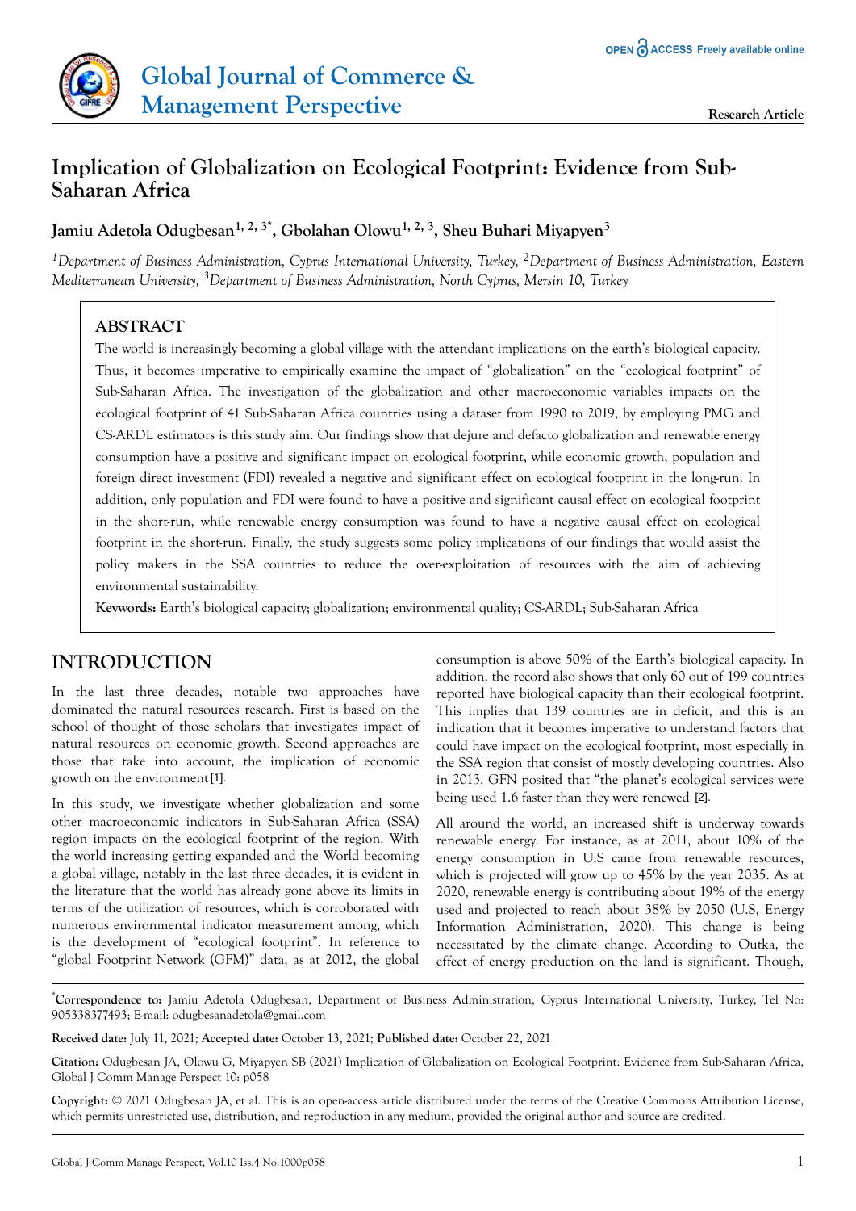# Implication of Globalization on Ecological Footprint: Evidence from Sub-Saharan Africa

**Jamiu Adetola Odugbesan[1, 2, 3*], Gbolahan Olowu[1, 2, 3], Sheu Buhari Miyapyen[3]**

*[1]Department of Business Administration, Cyprus International University, Turkey, [2]Department of Business Administration, Eastern Mediterranean University, [3]Department of Business Administration, North Cyprus, Mersin 10, Turkey*

## ABSTRACT

The world is increasingly becoming a global village with the attendant implications on the earth's biological capacity. Thus, it becomes imperative to empirically examine the impact of "globalization" on the "ecological footprint" of Sub-Saharan Africa. The investigation of the globalization and other macroeconomic variables impacts on the ecological footprint of 41 Sub-Saharan Africa countries using a dataset from 1990 to 2019, by employing PMG and CS-ARDL estimators is this study aim. Our findings show that dejure and defacto globalization and renewable energy consumption have a positive and significant impact on ecological footprint, while economic growth, population and foreign direct investment (FDI) revealed a negative and significant effect on ecological footprint in the long-run. In addition, only population and FDI were found to have a positive and significant causal effect on ecological footprint in the short-run, while renewable energy consumption was found to have a negative causal effect on ecological footprint in the short-run. Finally, the study suggests some policy implications of our findings that would assist the policy makers in the SSA countries to reduce the over-exploitation of resources with the aim of achieving environmental sustainability.

**Keywords:** Earth's biological capacity; globalization; environmental quality; CS-ARDL; Sub-Saharan Africa

## INTRODUCTION

In the last three decades, notable two approaches have dominated the natural resources research. First is based on the school of thought of those scholars that investigates impact of natural resources on economic growth. Second approaches are those that take into account, the implication of economic growth on the environment [1].

In this study, we investigate whether globalization and some other macroeconomic indicators in Sub-Saharan Africa (SSA) region impacts on the ecological footprint of the region. With the world increasing getting expanded and the World becoming a global village, notably in the last three decades, it is evident in the literature that the world has already gone above its limits in terms of the utilization of resources, which is corroborated with numerous environmental indicator measurement among, which is the development of "ecological footprint". In reference to "global Footprint Network (GFM)" data, as at 2012, the global consumption is above 50% of the Earth's biological capacity. In addition, the record also shows that only 60 out of 199 countries reported have biological capacity than their ecological footprint. This implies that 139 countries are in deficit, and this is an indication that it becomes imperative to understand factors that could have impact on the ecological footprint, most especially in the SSA region that consist of mostly developing countries. Also in 2013, GFN posited that "the planet's ecological services were being used 1.6 faster than they were renewed [2].

All around the world, an increased shift is underway towards renewable energy. For instance, as at 2011, about 10% of the energy consumption in U.S came from renewable resources, which is projected will grow up to 45% by the year 2035. As at 2020, renewable energy is contributing about 19% of the energy used and projected to reach about 38% by 2050 (U.S, Energy Information Administration, 2020). This change is being necessitated by the climate change. According to Outka, the effect of energy production on the land is significant. Though,

*Correspondence to: Jamiu Adetola Odugbesan, Department of Business Administration, Cyprus International University, Turkey, Tel No: 905338377493; E-mail: odugbesanadetola@gmail.com

**Received date:** July 11, 2021; **Accepted date:** October 13, 2021; **Published date:** October 22, 2021

**Citation:** Odugbesan JA, Olowu G, Miyapyen SB (2021) Implication of Globalization on Ecological Footprint: Evidence from Sub-Saharan Africa, Global J Comm Manage Perspect 10: p058

**Copyright:** © 2021 Odugbesan JA, et al. This is an open-access article distributed under the terms of the Creative Commons Attribution License, which permits unrestricted use, distribution, and reproduction in any medium, provided the original author and source are credited.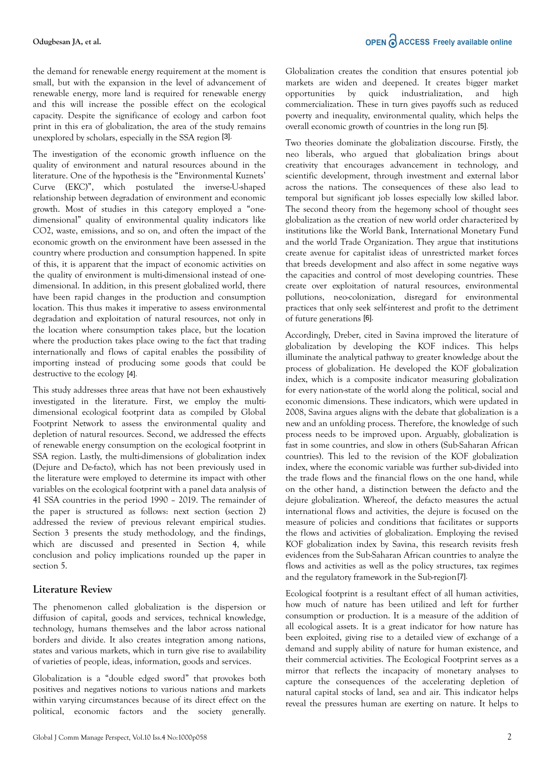the demand for renewable energy requirement at the moment is small, but with the expansion in the level of advancement of renewable energy, more land is required for renewable energy and this will increase the possible effect on the ecological capacity. Despite the significance of ecology and carbon foot print in this era of globalization, the area of the study remains unexplored by scholars, especially in the SSA region [3].

The investigation of the economic growth influence on the quality of environment and natural resources abound in the literature. One of the hypothesis is the "Environmental Kuznets' Curve (EKC)", which postulated the inverse-U-shaped relationship between degradation of environment and economic growth. Most of studies in this category employed a "one-dimensional" quality of environmental quality indicators like CO2, waste, emissions, and so on, and often the impact of the economic growth on the environment have been assessed in the country where production and consumption happened. In spite of this, it is apparent that the impact of economic activities on the quality of environment is multi-dimensional instead of one-dimensional. In addition, in this present globalized world, there have been rapid changes in the production and consumption location. This thus makes it imperative to assess environmental degradation and exploitation of natural resources, not only in the location where consumption takes place, but the location where the production takes place owing to the fact that trading internationally and flows of capital enables the possibility of importing instead of producing some goods that could be destructive to the ecology [4].

This study addresses three areas that have not been exhaustively investigated in the literature. First, we employ the multi-dimensional ecological footprint data as compiled by Global Footprint Network to assess the environmental quality and depletion of natural resources. Second, we addressed the effects of renewable energy consumption on the ecological footprint in SSA region. Lastly, the multi-dimensions of globalization index (Dejure and De-facto), which has not been previously used in the literature were employed to determine its impact with other variables on the ecological footprint with a panel data analysis of 41 SSA countries in the period 1990 – 2019. The remainder of the paper is structured as follows: next section (section 2) addressed the review of previous relevant empirical studies. Section 3 presents the study methodology, and the findings, which are discussed and presented in Section 4, while conclusion and policy implications rounded up the paper in section 5.

## Literature Review

The phenomenon called globalization is the dispersion or diffusion of capital, goods and services, technical knowledge, technology, humans themselves and the labor across national borders and divide. It also creates integration among nations, states and various markets, which in turn give rise to availability of varieties of people, ideas, information, goods and services.

Globalization is a "double edged sword" that provokes both positives and negatives notions to various nations and markets within varying circumstances because of its direct effect on the political, economic factors and the society generally. Globalization creates the condition that ensures potential job markets are widen and deepened. It creates bigger market opportunities by quick industrialization, and high commercialization. These in turn gives payoffs such as reduced poverty and inequality, environmental quality, which helps the overall economic growth of countries in the long run [5].

Two theories dominate the globalization discourse. Firstly, the neo liberals, who argued that globalization brings about creativity that encourages advancement in technology, and scientific development, through investment and external labor across the nations. The consequences of these also lead to temporal but significant job losses especially low skilled labor. The second theory from the hegemony school of thought sees globalization as the creation of new world order characterized by institutions like the World Bank, International Monetary Fund and the world Trade Organization. They argue that institutions create avenue for capitalist ideas of unrestricted market forces that breeds development and also affect in some negative ways the capacities and control of most developing countries. These create over exploitation of natural resources, environmental pollutions, neo-colonization, disregard for environmental practices that only seek self-interest and profit to the detriment of future generations [6].

Accordingly, Dreber, cited in Savina improved the literature of globalization by developing the KOF indices. This helps illuminate the analytical pathway to greater knowledge about the process of globalization. He developed the KOF globalization index, which is a composite indicator measuring globalization for every nation-state of the world along the political, social and economic dimensions. These indicators, which were updated in 2008, Savina argues aligns with the debate that globalization is a new and an unfolding process. Therefore, the knowledge of such process needs to be improved upon. Arguably, globalization is fast in some countries, and slow in others (Sub-Saharan African countries). This led to the revision of the KOF globalization index, where the economic variable was further sub-divided into the trade flows and the financial flows on the one hand, while on the other hand, a distinction between the defacto and the dejure globalization. Whereof, the defacto measures the actual international flows and activities, the dejure is focused on the measure of policies and conditions that facilitates or supports the flows and activities of globalization. Employing the revised KOF globalization index by Savina, this research revisits fresh evidences from the Sub-Saharan African countries to analyze the flows and activities as well as the policy structures, tax regimes and the regulatory framework in the Sub-region[7].

Ecological footprint is a resultant effect of all human activities, how much of nature has been utilized and left for further consumption or production. It is a measure of the addition of all ecological assets. It is a great indicator for how nature has been exploited, giving rise to a detailed view of exchange of a demand and supply ability of nature for human existence, and their commercial activities. The Ecological Footprint serves as a mirror that reflects the incapacity of monetary analyses to capture the consequences of the accelerating depletion of natural capital stocks of land, sea and air. This indicator helps reveal the pressures human are exerting on nature. It helps to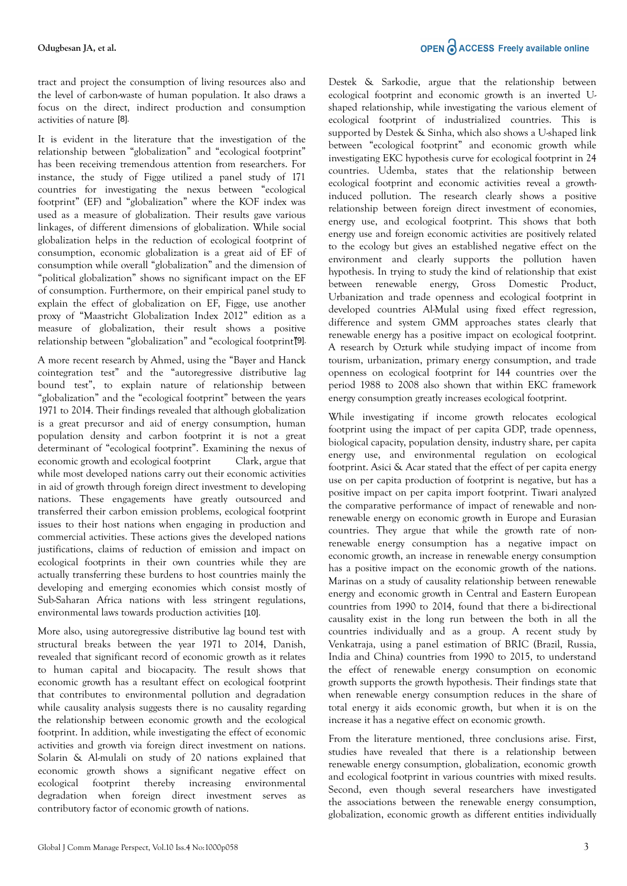tract and project the consumption of living resources also and the level of carbon-waste of human population. It also draws a focus on the direct, indirect production and consumption activities of nature [8].

It is evident in the literature that the investigation of the relationship between "globalization" and "ecological footprint" has been receiving tremendous attention from researchers. For instance, the study of Figge utilized a panel study of 171 countries for investigating the nexus between "ecological footprint" (EF) and "globalization" where the KOF index was used as a measure of globalization. Their results gave various linkages, of different dimensions of globalization. While social globalization helps in the reduction of ecological footprint of consumption, economic globalization is a great aid of EF of consumption while overall "globalization" and the dimension of "political globalization" shows no significant impact on the EF of consumption. Furthermore, on their empirical panel study to explain the effect of globalization on EF, Figge, use another proxy of "Maastricht Globalization Index 2012" edition as a measure of globalization, their result shows a positive relationship between "globalization" and "ecological footprint"[9].

A more recent research by Ahmed, using the "Bayer and Hanck cointegration test" and the "autoregressive distributive lag bound test", to explain nature of relationship between "globalization" and the "ecological footprint" between the years 1971 to 2014. Their findings revealed that although globalization is a great precursor and aid of energy consumption, human population density and carbon footprint it is not a great determinant of "ecological footprint". Examining the nexus of economic growth and ecological footprint Clark, argue that while most developed nations carry out their economic activities in aid of growth through foreign direct investment to developing nations. These engagements have greatly outsourced and transferred their carbon emission problems, ecological footprint issues to their host nations when engaging in production and commercial activities. These actions gives the developed nations justifications, claims of reduction of emission and impact on ecological footprints in their own countries while they are actually transferring these burdens to host countries mainly the developing and emerging economies which consist mostly of Sub-Saharan Africa nations with less stringent regulations, environmental laws towards production activities [10].

More also, using autoregressive distributive lag bound test with structural breaks between the year 1971 to 2014, Danish, revealed that significant record of economic growth as it relates to human capital and biocapacity. The result shows that economic growth has a resultant effect on ecological footprint that contributes to environmental pollution and degradation while causality analysis suggests there is no causality regarding the relationship between economic growth and the ecological footprint. In addition, while investigating the effect of economic activities and growth via foreign direct investment on nations. Solarin & Al-mulali on study of 20 nations explained that economic growth shows a significant negative effect on ecological footprint thereby increasing environmental degradation when foreign direct investment serves as contributory factor of economic growth of nations.

Destek & Sarkodie, argue that the relationship between ecological footprint and economic growth is an inverted U-shaped relationship, while investigating the various element of ecological footprint of industrialized countries. This is supported by Destek & Sinha, which also shows a U-shaped link between "ecological footprint" and economic growth while investigating EKC hypothesis curve for ecological footprint in 24 countries. Udemba, states that the relationship between ecological footprint and economic activities reveal a growth-induced pollution. The research clearly shows a positive relationship between foreign direct investment of economies, energy use, and ecological footprint. This shows that both energy use and foreign economic activities are positively related to the ecology but gives an established negative effect on the environment and clearly supports the pollution haven hypothesis. In trying to study the kind of relationship that exist between renewable energy, Gross Domestic Product, Urbanization and trade openness and ecological footprint in developed countries Al-Mulal using fixed effect regression, difference and system GMM approaches states clearly that renewable energy has a positive impact on ecological footprint. A research by Ozturk while studying impact of income from tourism, urbanization, primary energy consumption, and trade openness on ecological footprint for 144 countries over the period 1988 to 2008 also shown that within EKC framework energy consumption greatly increases ecological footprint.

While investigating if income growth relocates ecological footprint using the impact of per capita GDP, trade openness, biological capacity, population density, industry share, per capita energy use, and environmental regulation on ecological footprint. Asici & Acar stated that the effect of per capita energy use on per capita production of footprint is negative, but has a positive impact on per capita import footprint. Tiwari analyzed the comparative performance of impact of renewable and non-renewable energy on economic growth in Europe and Eurasian countries. They argue that while the growth rate of non-renewable energy consumption has a negative impact on economic growth, an increase in renewable energy consumption has a positive impact on the economic growth of the nations. Marinas on a study of causality relationship between renewable energy and economic growth in Central and Eastern European countries from 1990 to 2014, found that there a bi-directional causality exist in the long run between the both in all the countries individually and as a group. A recent study by Venkatraja, using a panel estimation of BRIC (Brazil, Russia, India and China) countries from 1990 to 2015, to understand the effect of renewable energy consumption on economic growth supports the growth hypothesis. Their findings state that when renewable energy consumption reduces in the share of total energy it aids economic growth, but when it is on the increase it has a negative effect on economic growth.

From the literature mentioned, three conclusions arise. First, studies have revealed that there is a relationship between renewable energy consumption, globalization, economic growth and ecological footprint in various countries with mixed results. Second, even though several researchers have investigated the associations between the renewable energy consumption, globalization, economic growth as different entities individually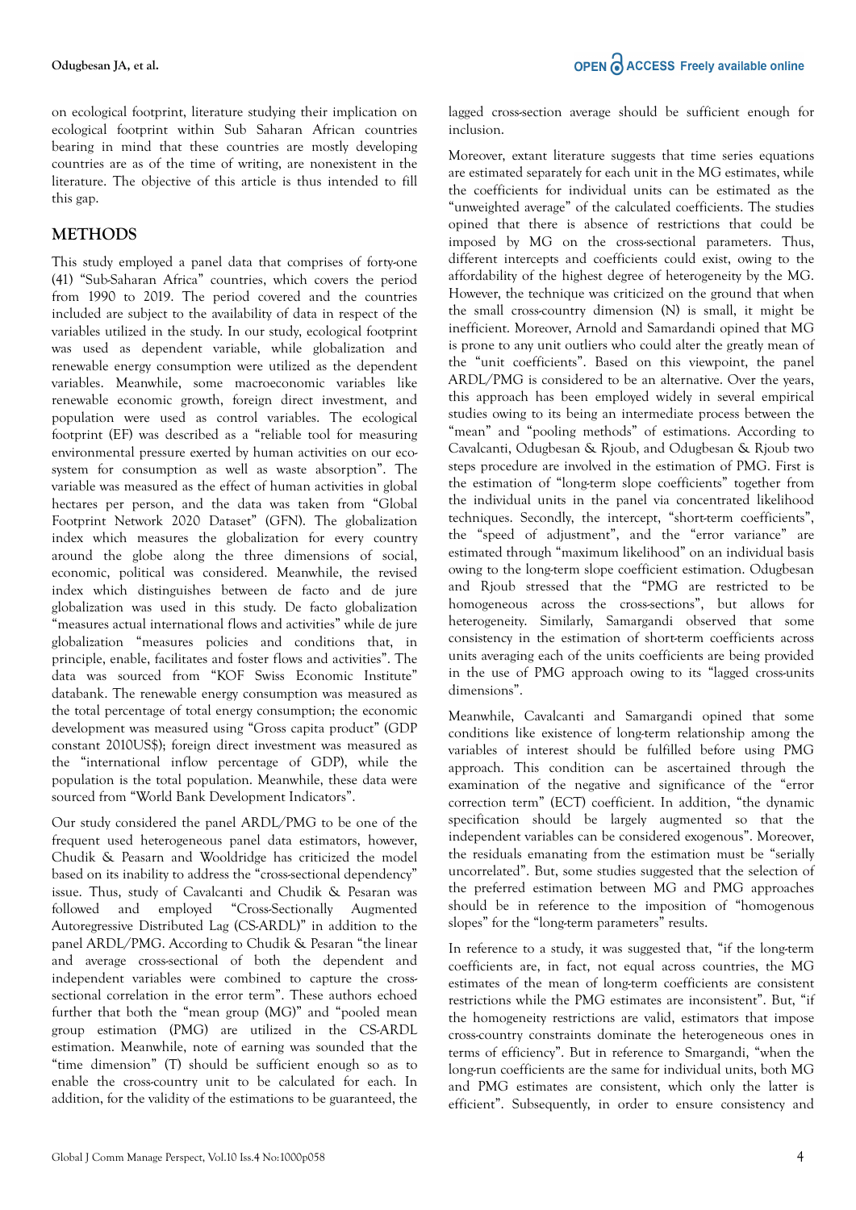on ecological footprint, literature studying their implication on ecological footprint within Sub Saharan African countries bearing in mind that these countries are mostly developing countries are as of the time of writing, are nonexistent in the literature. The objective of this article is thus intended to fill this gap.

## METHODS

This study employed a panel data that comprises of forty-one (41) "Sub-Saharan Africa" countries, which covers the period from 1990 to 2019. The period covered and the countries included are subject to the availability of data in respect of the variables utilized in the study. In our study, ecological footprint was used as dependent variable, while globalization and renewable energy consumption were utilized as the dependent variables. Meanwhile, some macroeconomic variables like renewable economic growth, foreign direct investment, and population were used as control variables. The ecological footprint (EF) was described as a "reliable tool for measuring environmental pressure exerted by human activities on our eco-system for consumption as well as waste absorption". The variable was measured as the effect of human activities in global hectares per person, and the data was taken from "Global Footprint Network 2020 Dataset" (GFN). The globalization index which measures the globalization for every country around the globe along the three dimensions of social, economic, political was considered. Meanwhile, the revised index which distinguishes between de facto and de jure globalization was used in this study. De facto globalization "measures actual international flows and activities" while de jure globalization "measures policies and conditions that, in principle, enable, facilitates and foster flows and activities". The data was sourced from "KOF Swiss Economic Institute" databank. The renewable energy consumption was measured as the total percentage of total energy consumption; the economic development was measured using "Gross capita product" (GDP constant 2010US$); foreign direct investment was measured as the "international inflow percentage of GDP), while the population is the total population. Meanwhile, these data were sourced from "World Bank Development Indicators".

Our study considered the panel ARDL/PMG to be one of the frequent used heterogeneous panel data estimators, however, Chudik & Peasarn and Wooldridge has criticized the model based on its inability to address the "cross-sectional dependency" issue. Thus, study of Cavalcanti and Chudik & Pesaran was followed and employed "Cross-Sectionally Augmented Autoregressive Distributed Lag (CS-ARDL)" in addition to the panel ARDL/PMG. According to Chudik & Pesaran "the linear and average cross-sectional of both the dependent and independent variables were combined to capture the cross-sectional correlation in the error term". These authors echoed further that both the "mean group (MG)" and "pooled mean group estimation (PMG) are utilized in the CS-ARDL estimation. Meanwhile, note of earning was sounded that the "time dimension" (T) should be sufficient enough so as to enable the cross-country unit to be calculated for each. In addition, for the validity of the estimations to be guaranteed, the lagged cross-section average should be sufficient enough for inclusion.

Moreover, extant literature suggests that time series equations are estimated separately for each unit in the MG estimates, while the coefficients for individual units can be estimated as the "unweighted average" of the calculated coefficients. The studies opined that there is absence of restrictions that could be imposed by MG on the cross-sectional parameters. Thus, different intercepts and coefficients could exist, owing to the affordability of the highest degree of heterogeneity by the MG. However, the technique was criticized on the ground that when the small cross-country dimension (N) is small, it might be inefficient. Moreover, Arnold and Samardandi opined that MG is prone to any unit outliers who could alter the greatly mean of the "unit coefficients". Based on this viewpoint, the panel ARDL/PMG is considered to be an alternative. Over the years, this approach has been employed widely in several empirical studies owing to its being an intermediate process between the "mean" and "pooling methods" of estimations. According to Cavalcanti, Odugbesan & Rjoub, and Odugbesan & Rjoub two steps procedure are involved in the estimation of PMG. First is the estimation of "long-term slope coefficients" together from the individual units in the panel via concentrated likelihood techniques. Secondly, the intercept, "short-term coefficients", the "speed of adjustment", and the "error variance" are estimated through "maximum likelihood" on an individual basis owing to the long-term slope coefficient estimation. Odugbesan and Rjoub stressed that the "PMG are restricted to be homogeneous across the cross-sections", but allows for heterogeneity. Similarly, Samargandi observed that some consistency in the estimation of short-term coefficients across units averaging each of the units coefficients are being provided in the use of PMG approach owing to its "lagged cross-units dimensions".

Meanwhile, Cavalcanti and Samargandi opined that some conditions like existence of long-term relationship among the variables of interest should be fulfilled before using PMG approach. This condition can be ascertained through the examination of the negative and significance of the "error correction term" (ECT) coefficient. In addition, "the dynamic specification should be largely augmented so that the independent variables can be considered exogenous". Moreover, the residuals emanating from the estimation must be "serially uncorrelated". But, some studies suggested that the selection of the preferred estimation between MG and PMG approaches should be in reference to the imposition of "homogenous slopes" for the "long-term parameters" results.

In reference to a study, it was suggested that, "if the long-term coefficients are, in fact, not equal across countries, the MG estimates of the mean of long-term coefficients are consistent restrictions while the PMG estimates are inconsistent". But, "if the homogeneity restrictions are valid, estimators that impose cross-country constraints dominate the heterogeneous ones in terms of efficiency". But in reference to Smargandi, "when the long-run coefficients are the same for individual units, both MG and PMG estimates are consistent, which only the latter is efficient". Subsequently, in order to ensure consistency and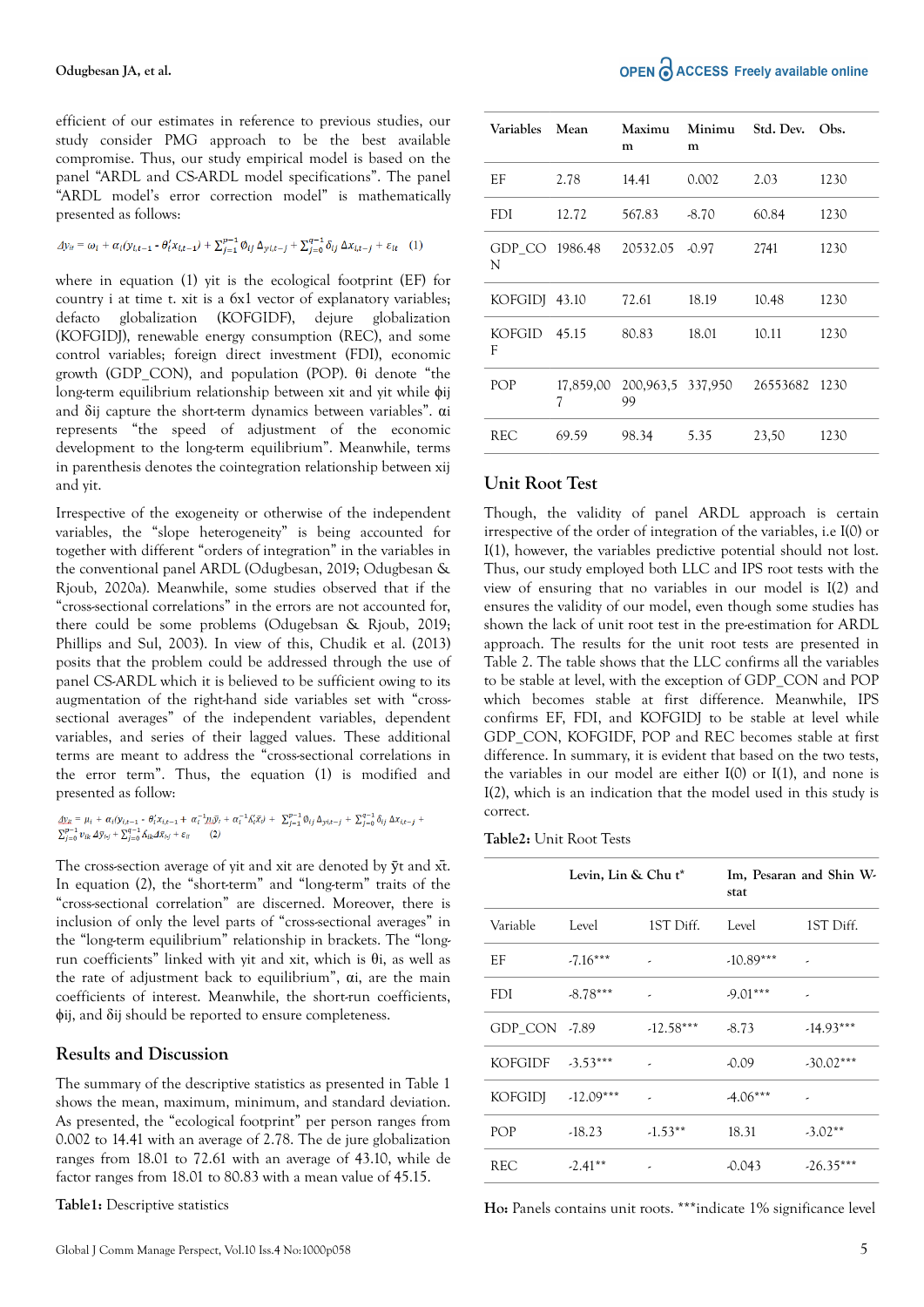efficient of our estimates in reference to previous studies, our study consider PMG approach to be the best available compromise. Thus, our study empirical model is based on the panel "ARDL and CS-ARDL model specifications". The panel "ARDL model's error correction model" is mathematically presented as follows:

$$\Delta y_{it} = \omega_i + \alpha_i(y_{i,t-1} - \theta_i' x_{i,t-1}) + \sum_{j=1}^{p-1} \phi_{ij}\, \Delta y_{i,t-j} + \sum_{j=0}^{q-1} \delta_{ij}\, \Delta x_{i,t-j} + \varepsilon_{it} \quad (1)$$

where in equation (1) yit is the ecological footprint (EF) for country i at time t. xit is a 6x1 vector of explanatory variables; defacto globalization (KOFGIDF), dejure globalization (KOFGIDJ), renewable energy consumption (REC), and some control variables; foreign direct investment (FDI), economic growth (GDP_CON), and population (POP). θi denote "the long-term equilibrium relationship between xit and yit while ϕij and δij capture the short-term dynamics between variables". αi represents "the speed of adjustment of the economic development to the long-term equilibrium". Meanwhile, terms in parenthesis denotes the cointegration relationship between xij and yit.

Irrespective of the exogeneity or otherwise of the independent variables, the "slope heterogeneity" is being accounted for together with different "orders of integration" in the variables in the conventional panel ARDL (Odugbesan, 2019; Odugbesan & Rjoub, 2020a). Meanwhile, some studies observed that if the "cross-sectional correlations" in the errors are not accounted for, there could be some problems (Odugebsan & Rjoub, 2019; Phillips and Sul, 2003). In view of this, Chudik et al. (2013) posits that the problem could be addressed through the use of panel CS-ARDL which it is believed to be sufficient owing to its augmentation of the right-hand side variables set with "cross-sectional averages" of the independent variables, dependent variables, and series of their lagged values. These additional terms are meant to address the "cross-sectional correlations in the error term". Thus, the equation (1) is modified and presented as follow:

$$\Delta y_{it} = \mu_i + \alpha_i(y_{i,t-1} - \theta_i' x_{i,t-1} + \alpha_i^{-1}\eta_i \bar{y}_t + \alpha_i^{-1}\delta_i' \bar{x}_t) + \sum_{j=1}^{p-1} \phi_{ij}\, \Delta y_{i,t-j} + \sum_{j=0}^{q-1} \delta_{ij}\, \Delta x_{i,t-j} + \sum_{j=0}^{p-1} v_{ik}\, \Delta \bar{y}_{t-j} + \sum_{j=0}^{q-1} \Lambda_{ik} \Delta \bar{x}_{t-j} + \varepsilon_{it} \quad (2)$$

The cross-section average of yit and xit are denoted by ȳt and x̄t. In equation (2), the "short-term" and "long-term" traits of the "cross-sectional correlation" are discerned. Moreover, there is inclusion of only the level parts of "cross-sectional averages" in the "long-term equilibrium" relationship in brackets. The "long-run coefficients" linked with yit and xit, which is θi, as well as the rate of adjustment back to equilibrium", αi, are the main coefficients of interest. Meanwhile, the short-run coefficients, ϕij, and δij should be reported to ensure completeness.

## Results and Discussion

The summary of the descriptive statistics as presented in Table 1 shows the mean, maximum, minimum, and standard deviation. As presented, the "ecological footprint" per person ranges from 0.002 to 14.41 with an average of 2.78. The de jure globalization ranges from 18.01 to 72.61 with an average of 43.10, while de factor ranges from 18.01 to 80.83 with a mean value of 45.15.

**Table1:** Descriptive statistics

| Variables | Mean | Maximum | Minimum | Std. Dev. | Obs. |
|---|---|---|---|---|---|
| EF | 2.78 | 14.41 | 0.002 | 2.03 | 1230 |
| FDI | 12.72 | 567.83 | -8.70 | 60.84 | 1230 |
| GDP_CON | 1986.48 | 20532.05 | -0.97 | 2741 | 1230 |
| KOFGIDJ | 43.10 | 72.61 | 18.19 | 10.48 | 1230 |
| KOFGIDF | 45.15 | 80.83 | 18.01 | 10.11 | 1230 |
| POP | 17,859,007 | 200,963,599 | 337,950 | 26553682 | 1230 |
| REC | 69.59 | 98.34 | 5.35 | 23,50 | 1230 |

## Unit Root Test

Though, the validity of panel ARDL approach is certain irrespective of the order of integration of the variables, i.e I(0) or I(1), however, the variables predictive potential should not lost. Thus, our study employed both LLC and IPS root tests with the view of ensuring that no variables in our model is I(2) and ensures the validity of our model, even though some studies has shown the lack of unit root test in the pre-estimation for ARDL approach. The results for the unit root tests are presented in Table 2. The table shows that the LLC confirms all the variables to be stable at level, with the exception of GDP_CON and POP which becomes stable at first difference. Meanwhile, IPS confirms EF, FDI, and KOFGIDJ to be stable at level while GDP_CON, KOFGIDF, POP and REC becomes stable at first difference. In summary, it is evident that based on the two tests, the variables in our model are either I(0) or I(1), and none is I(2), which is an indication that the model used in this study is correct.

**Table2:** Unit Root Tests

| | Levin, Lin & Chu t* | | Im, Pesaran and Shin W-stat | |
|---|---|---|---|---|
| Variable | Level | 1ST Diff. | Level | 1ST Diff. |
| EF | -7.16*** | - | -10.89*** | - |
| FDI | -8.78*** | - | -9.01*** | - |
| GDP_CON | -7.89 | -12.58*** | -8.73 | -14.93*** |
| KOFGIDF | -3.53*** | - | -0.09 | -30.02*** |
| KOFGIDJ | -12.09*** | - | -4.06*** | - |
| POP | -18.23 | -1.53** | 18.31 | -3.02** |
| REC | -2.41** | - | -0.043 | -26.35*** |

**Ho:** Panels contains unit roots. ***indicate 1% significance level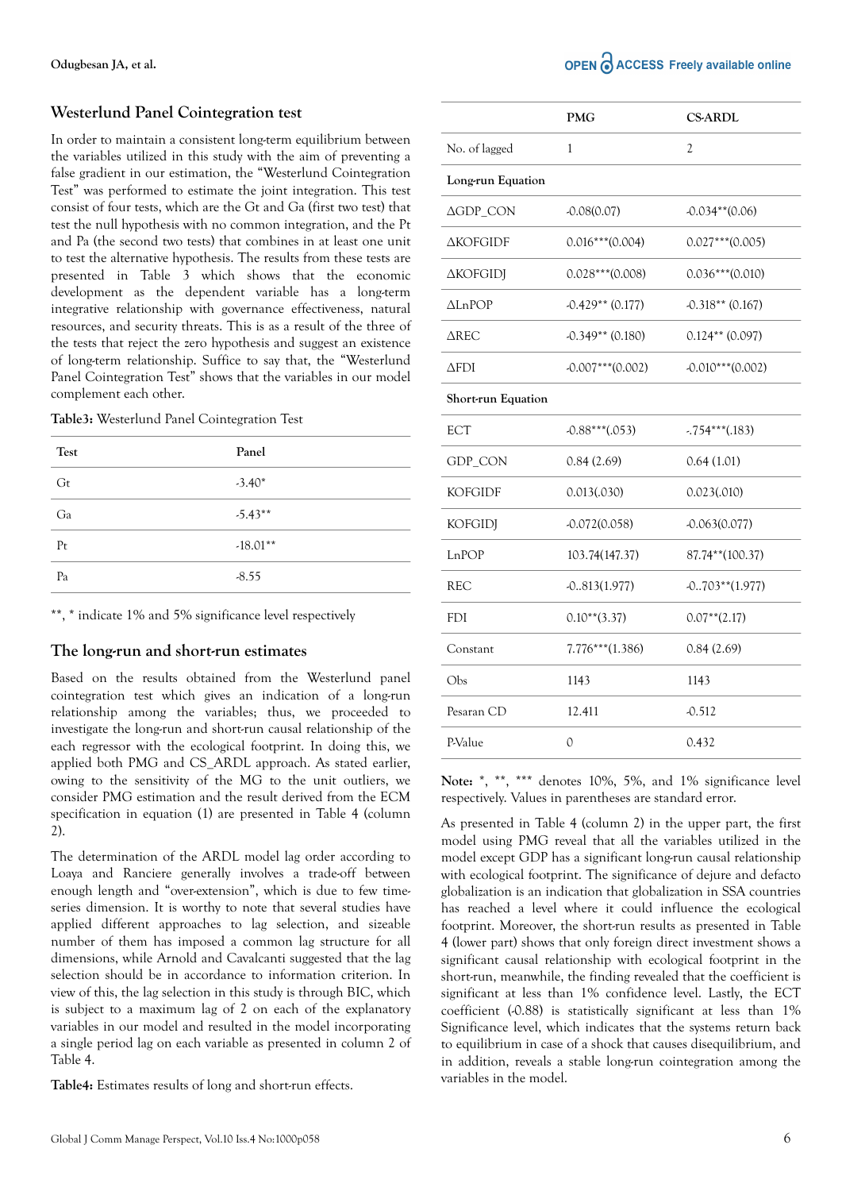## Westerlund Panel Cointegration test

In order to maintain a consistent long-term equilibrium between the variables utilized in this study with the aim of preventing a false gradient in our estimation, the "Westerlund Cointegration Test" was performed to estimate the joint integration. This test consist of four tests, which are the Gt and Ga (first two test) that test the null hypothesis with no common integration, and the Pt and Pa (the second two tests) that combines in at least one unit to test the alternative hypothesis. The results from these tests are presented in Table 3 which shows that the economic development as the dependent variable has a long-term integrative relationship with governance effectiveness, natural resources, and security threats. This is as a result of the three of the tests that reject the zero hypothesis and suggest an existence of long-term relationship. Suffice to say that, the "Westerlund Panel Cointegration Test" shows that the variables in our model complement each other.

**Table3:** Westerlund Panel Cointegration Test

| Test | Panel |
| --- | --- |
| Gt | -3.40* |
| Ga | -5.43** |
| Pt | -18.01** |
| Pa | -8.55 |

**, * indicate 1% and 5% significance level respectively

## The long-run and short-run estimates

Based on the results obtained from the Westerlund panel cointegration test which gives an indication of a long-run relationship among the variables; thus, we proceeded to investigate the long-run and short-run causal relationship of the each regressor with the ecological footprint. In doing this, we applied both PMG and CS_ARDL approach. As stated earlier, owing to the sensitivity of the MG to the unit outliers, we consider PMG estimation and the result derived from the ECM specification in equation (1) are presented in Table 4 (column 2).

The determination of the ARDL model lag order according to Loaya and Ranciere generally involves a trade-off between enough length and "over-extension", which is due to few time-series dimension. It is worthy to note that several studies have applied different approaches to lag selection, and sizeable number of them has imposed a common lag structure for all dimensions, while Arnold and Cavalcanti suggested that the lag selection should be in accordance to information criterion. In view of this, the lag selection in this study is through BIC, which is subject to a maximum lag of 2 on each of the explanatory variables in our model and resulted in the model incorporating a single period lag on each variable as presented in column 2 of Table 4.

**Table4:** Estimates results of long and short-run effects.

| | PMG | CS-ARDL |
| --- | --- | --- |
| No. of lagged | 1 | 2 |
| **Long-run Equation** | | |
| ΔGDP_CON | -0.08(0.07) | -0.034**(0.06) |
| ΔKOFGIDF | 0.016***(0.004) | 0.027***(0.005) |
| ΔKOFGIDJ | 0.028***(0.008) | 0.036***(0.010) |
| ΔLnPOP | -0.429** (0.177) | -0.318** (0.167) |
| ΔREC | -0.349** (0.180) | 0.124** (0.097) |
| ΔFDI | -0.007***(0.002) | -0.010***(0.002) |
| **Short-run Equation** | | |
| ECT | -0.88***(.053) | -.754***(.183) |
| GDP_CON | 0.84 (2.69) | 0.64 (1.01) |
| KOFGIDF | 0.013(.030) | 0.023(.010) |
| KOFGIDJ | -0.072(0.058) | -0.063(0.077) |
| LnPOP | 103.74(147.37) | 87.74**(100.37) |
| REC | -0..813(1.977) | -0..703**(1.977) |
| FDI | 0.10**(3.37) | 0.07**(2.17) |
| Constant | 7.776***(1.386) | 0.84 (2.69) |
| Obs | 1143 | 1143 |
| Pesaran CD | 12.411 | -0.512 |
| P-Value | 0 | 0.432 |

**Note:** *, **, *** denotes 10%, 5%, and 1% significance level respectively. Values in parentheses are standard error.

As presented in Table 4 (column 2) in the upper part, the first model using PMG reveal that all the variables utilized in the model except GDP has a significant long-run causal relationship with ecological footprint. The significance of dejure and defacto globalization is an indication that globalization in SSA countries has reached a level where it could influence the ecological footprint. Moreover, the short-run results as presented in Table 4 (lower part) shows that only foreign direct investment shows a significant causal relationship with ecological footprint in the short-run, meanwhile, the finding revealed that the coefficient is significant at less than 1% confidence level. Lastly, the ECT coefficient (-0.88) is statistically significant at less than 1% Significance level, which indicates that the systems return back to equilibrium in case of a shock that causes disequilibrium, and in addition, reveals a stable long-run cointegration among the variables in the model.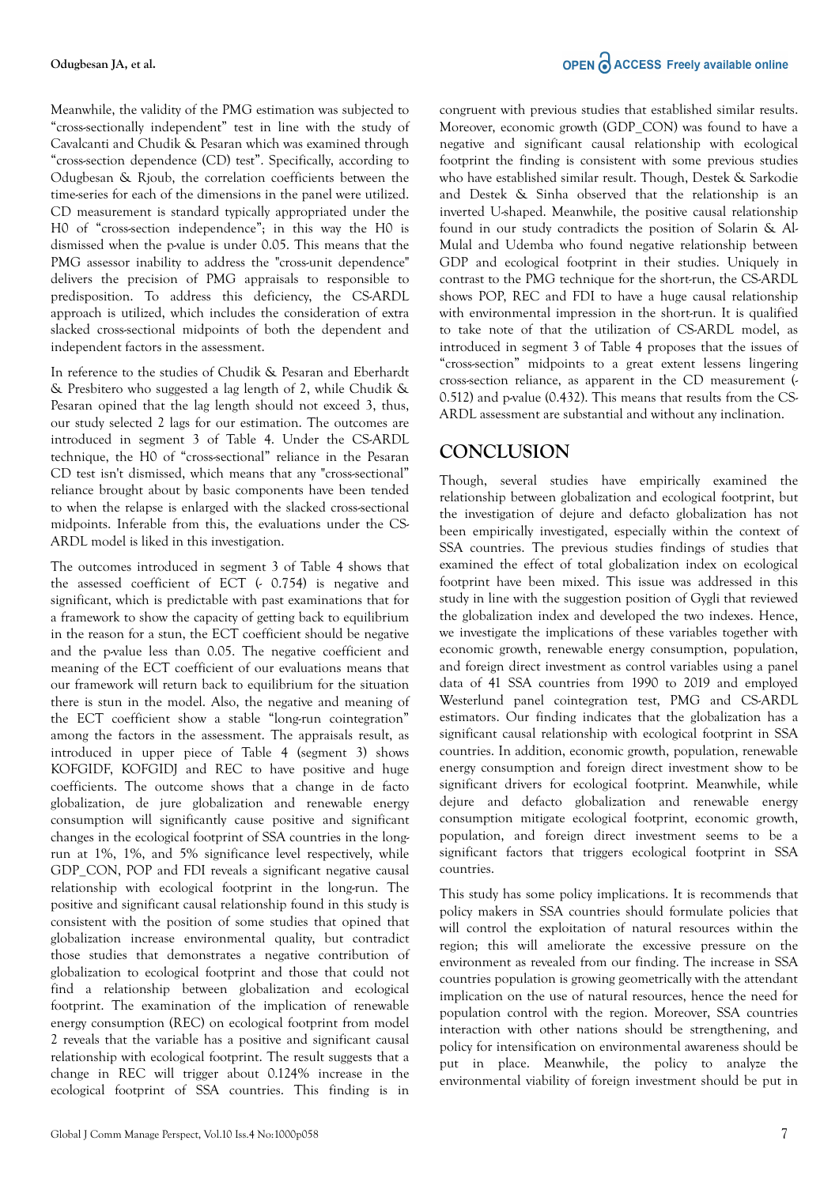Meanwhile, the validity of the PMG estimation was subjected to "cross-sectionally independent" test in line with the study of Cavalcanti and Chudik & Pesaran which was examined through "cross-section dependence (CD) test". Specifically, according to Odugbesan & Rjoub, the correlation coefficients between the time-series for each of the dimensions in the panel were utilized. CD measurement is standard typically appropriated under the H0 of "cross-section independence"; in this way the H0 is dismissed when the p-value is under 0.05. This means that the PMG assessor inability to address the "cross-unit dependence" delivers the precision of PMG appraisals to responsible to predisposition. To address this deficiency, the CS-ARDL approach is utilized, which includes the consideration of extra slacked cross-sectional midpoints of both the dependent and independent factors in the assessment.

In reference to the studies of Chudik & Pesaran and Eberhardt & Presbitero who suggested a lag length of 2, while Chudik & Pesaran opined that the lag length should not exceed 3, thus, our study selected 2 lags for our estimation. The outcomes are introduced in segment 3 of Table 4. Under the CS-ARDL technique, the H0 of "cross-sectional" reliance in the Pesaran CD test isn't dismissed, which means that any "cross-sectional" reliance brought about by basic components have been tended to when the relapse is enlarged with the slacked cross-sectional midpoints. Inferable from this, the evaluations under the CS-ARDL model is liked in this investigation.

The outcomes introduced in segment 3 of Table 4 shows that the assessed coefficient of ECT (- 0.754) is negative and significant, which is predictable with past examinations that for a framework to show the capacity of getting back to equilibrium in the reason for a stun, the ECT coefficient should be negative and the p-value less than 0.05. The negative coefficient and meaning of the ECT coefficient of our evaluations means that our framework will return back to equilibrium for the situation there is stun in the model. Also, the negative and meaning of the ECT coefficient show a stable "long-run cointegration" among the factors in the assessment. The appraisals result, as introduced in upper piece of Table 4 (segment 3) shows KOFGIDF, KOFGIDJ and REC to have positive and huge coefficients. The outcome shows that a change in de facto globalization, de jure globalization and renewable energy consumption will significantly cause positive and significant changes in the ecological footprint of SSA countries in the long-run at 1%, 1%, and 5% significance level respectively, while GDP_CON, POP and FDI reveals a significant negative causal relationship with ecological footprint in the long-run. The positive and significant causal relationship found in this study is consistent with the position of some studies that opined that globalization increase environmental quality, but contradict those studies that demonstrates a negative contribution of globalization to ecological footprint and those that could not find a relationship between globalization and ecological footprint. The examination of the implication of renewable energy consumption (REC) on ecological footprint from model 2 reveals that the variable has a positive and significant causal relationship with ecological footprint. The result suggests that a change in REC will trigger about 0.124% increase in the ecological footprint of SSA countries. This finding is in congruent with previous studies that established similar results. Moreover, economic growth (GDP_CON) was found to have a negative and significant causal relationship with ecological footprint the finding is consistent with some previous studies who have established similar result. Though, Destek & Sarkodie and Destek & Sinha observed that the relationship is an inverted U-shaped. Meanwhile, the positive causal relationship found in our study contradicts the position of Solarin & Al-Mulal and Udemba who found negative relationship between GDP and ecological footprint in their studies. Uniquely in contrast to the PMG technique for the short-run, the CS-ARDL shows POP, REC and FDI to have a huge causal relationship with environmental impression in the short-run. It is qualified to take note of that the utilization of CS-ARDL model, as introduced in segment 3 of Table 4 proposes that the issues of "cross-section" midpoints to a great extent lessens lingering cross-section reliance, as apparent in the CD measurement (-0.512) and p-value (0.432). This means that results from the CS-ARDL assessment are substantial and without any inclination.

## CONCLUSION

Though, several studies have empirically examined the relationship between globalization and ecological footprint, but the investigation of dejure and defacto globalization has not been empirically investigated, especially within the context of SSA countries. The previous studies findings of studies that examined the effect of total globalization index on ecological footprint have been mixed. This issue was addressed in this study in line with the suggestion position of Gygli that reviewed the globalization index and developed the two indexes. Hence, we investigate the implications of these variables together with economic growth, renewable energy consumption, population, and foreign direct investment as control variables using a panel data of 41 SSA countries from 1990 to 2019 and employed Westerlund panel cointegration test, PMG and CS-ARDL estimators. Our finding indicates that the globalization has a significant causal relationship with ecological footprint in SSA countries. In addition, economic growth, population, renewable energy consumption and foreign direct investment show to be significant drivers for ecological footprint. Meanwhile, while dejure and defacto globalization and renewable energy consumption mitigate ecological footprint, economic growth, population, and foreign direct investment seems to be a significant factors that triggers ecological footprint in SSA countries.

This study has some policy implications. It is recommends that policy makers in SSA countries should formulate policies that will control the exploitation of natural resources within the region; this will ameliorate the excessive pressure on the environment as revealed from our finding. The increase in SSA countries population is growing geometrically with the attendant implication on the use of natural resources, hence the need for population control with the region. Moreover, SSA countries interaction with other nations should be strengthened, and policy for intensification on environmental awareness should be put in place. Meanwhile, the policy to analyze the environmental viability of foreign investment should be put in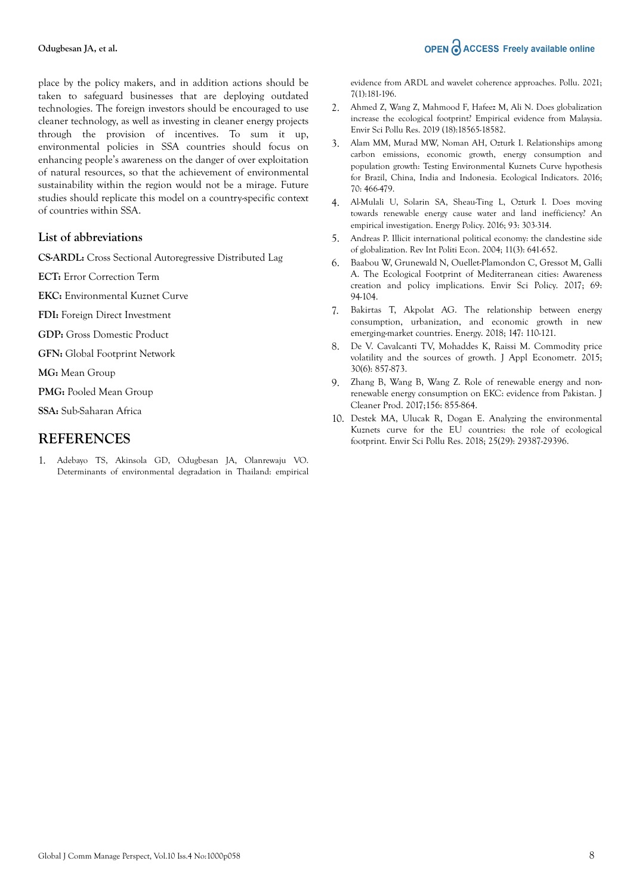place by the policy makers, and in addition actions should be taken to safeguard businesses that are deploying outdated technologies. The foreign investors should be encouraged to use cleaner technology, as well as investing in cleaner energy projects through the provision of incentives. To sum it up, environmental policies in SSA countries should focus on enhancing people's awareness on the danger of over exploitation of natural resources, so that the achievement of environmental sustainability within the region would not be a mirage. Future studies should replicate this model on a country-specific context of countries within SSA.

## List of abbreviations

**CS-ARDL:** Cross Sectional Autoregressive Distributed Lag

**ECT:** Error Correction Term

**EKC:** Environmental Kuznet Curve

**FDI:** Foreign Direct Investment

**GDP:** Gross Domestic Product

**GFN:** Global Footprint Network

**MG:** Mean Group

**PMG:** Pooled Mean Group

**SSA:** Sub-Saharan Africa

## REFERENCES

1. Adebayo TS, Akinsola GD, Odugbesan JA, Olanrewaju VO. Determinants of environmental degradation in Thailand: empirical evidence from ARDL and wavelet coherence approaches. Pollu. 2021; 7(1):181-196.
2. Ahmed Z, Wang Z, Mahmood F, Hafeez M, Ali N. Does globalization increase the ecological footprint? Empirical evidence from Malaysia. Envir Sci Pollu Res. 2019 (18):18565-18582.
3. Alam MM, Murad MW, Noman AH, Ozturk I. Relationships among carbon emissions, economic growth, energy consumption and population growth: Testing Environmental Kuznets Curve hypothesis for Brazil, China, India and Indonesia. Ecological Indicators. 2016; 70: 466-479.
4. Al-Mulali U, Solarin SA, Sheau-Ting L, Ozturk I. Does moving towards renewable energy cause water and land inefficiency? An empirical investigation. Energy Policy. 2016; 93: 303-314.
5. Andreas P. Illicit international political economy: the clandestine side of globalization. Rev Int Politi Econ. 2004; 11(3): 641-652.
6. Baabou W, Grunewald N, Ouellet-Plamondon C, Gressot M, Galli A. The Ecological Footprint of Mediterranean cities: Awareness creation and policy implications. Envir Sci Policy. 2017; 69: 94-104.
7. Bakirtas T, Akpolat AG. The relationship between energy consumption, urbanization, and economic growth in new emerging-market countries. Energy. 2018; 147: 110-121.
8. De V. Cavalcanti TV, Mohaddes K, Raissi M. Commodity price volatility and the sources of growth. J Appl Econometr. 2015; 30(6): 857-873.
9. Zhang B, Wang B, Wang Z. Role of renewable energy and non-renewable energy consumption on EKC: evidence from Pakistan. J Cleaner Prod. 2017;156: 855-864.
10. Destek MA, Ulucak R, Dogan E. Analyzing the environmental Kuznets curve for the EU countries: the role of ecological footprint. Envir Sci Pollu Res. 2018; 25(29): 29387-29396.